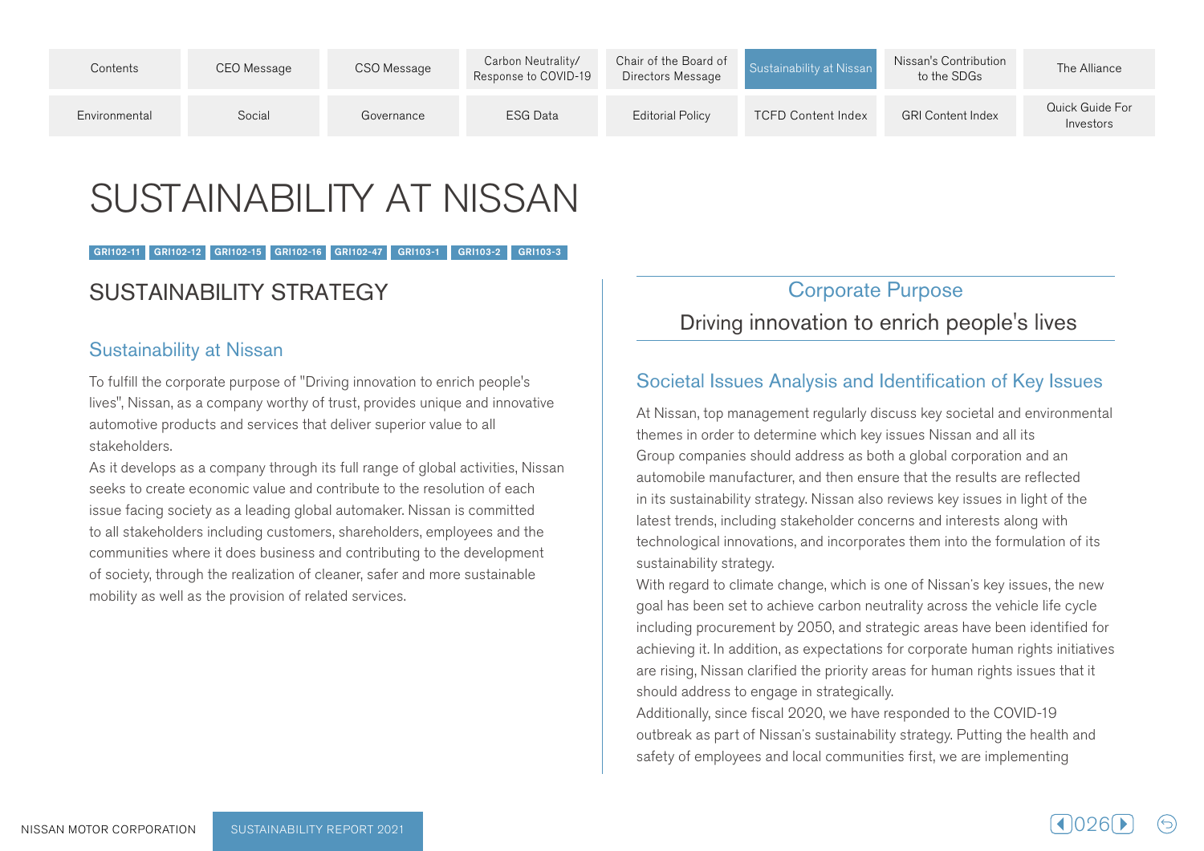# SUSTAINABILITY AT NISSAN

GRI102-11 GRI102-12 GRI102-15 GRI102-16 GRI102-47 GRI103-1 GRI103-2 GRI103-3

## SUSTAINABILITY STRATEGY

### Sustainability at Nissan

To fulfill the corporate purpose of "Driving innovation to enrich people's lives", Nissan, as a company worthy of trust, provides unique and innovative automotive products and services that deliver superior value to all stakeholders.

As it develops as a company through its full range of global activities, Nissan seeks to create economic value and contribute to the resolution of each issue facing society as a leading global automaker. Nissan is committed to all stakeholders including customers, shareholders, employees and the communities where it does business and contributing to the development of society, through the realization of cleaner, safer and more sustainable mobility as well as the provision of related services.

**Corporate Purpose**

**Driving innovation to enrich people's lives**

### Societal Issues Analysis and Identification of Key Issues

At Nissan, top management regularly discuss key societal and environmental themes in order to determine which key issues Nissan and all its Group companies should address as both a global corporation and an automobile manufacturer, and then ensure that the results are reflected in its sustainability strategy. Nissan also reviews key issues in light of the latest trends, including stakeholder concerns and interests along with technological innovations, and incorporates them into the formulation of its sustainability strategy.

With regard to climate change, which is one of Nissan's key issues, the new goal has been set to achieve carbon neutrality across the vehicle life cycle including procurement by 2050, and strategic areas have been identified for achieving it. In addition, as expectations for corporate human rights initiatives are rising, Nissan clarified the priority areas for human rights issues that it should address to engage in strategically.

Additionally, since fiscal 2020, we have responded to the COVID-19 outbreak as part of Nissan's sustainability strategy. Putting the health and safety of employees and local communities first, we are implementing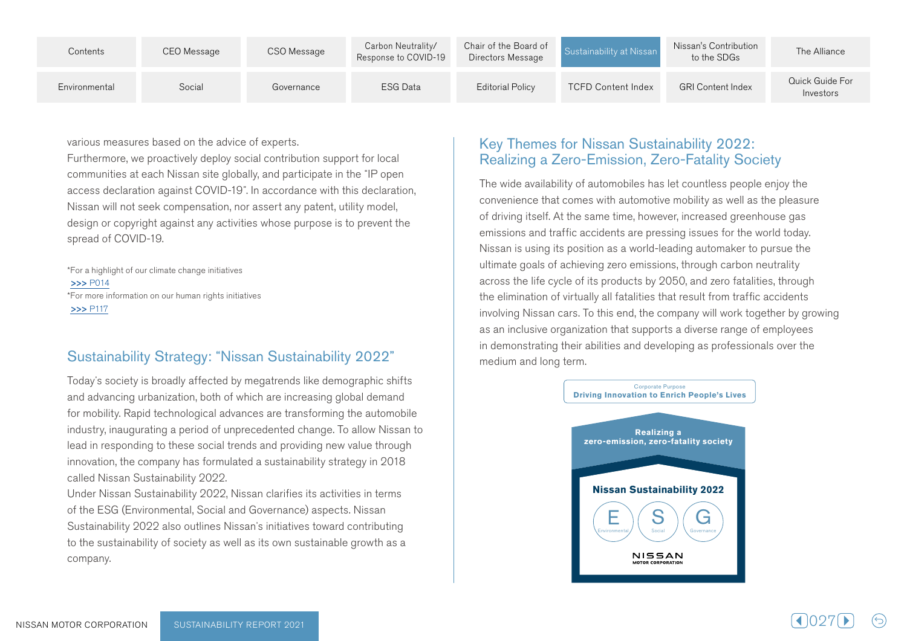various measures based on the advice of experts.

Furthermore, we proactively deploy social contribution support for local communities at each Nissan site globally, and participate in the "IP open access declaration against COVID-19". In accordance with this declaration, Nissan will not seek compensation, nor assert any patent, utility model, design or copyright against any activities whose purpose is to prevent the spread of COVID-19.

*For a highlight of our climate change initiatives
>>> P014
*For more information on our human rights initiatives
>>> P117

## Sustainability Strategy: "Nissan Sustainability 2022"

Today's society is broadly affected by megatrends like demographic shifts and advancing urbanization, both of which are increasing global demand for mobility. Rapid technological advances are transforming the automobile industry, inaugurating a period of unprecedented change. To allow Nissan to lead in responding to these social trends and providing new value through innovation, the company has formulated a sustainability strategy in 2018 called Nissan Sustainability 2022.

Under Nissan Sustainability 2022, Nissan clarifies its activities in terms of the ESG (Environmental, Social and Governance) aspects. Nissan Sustainability 2022 also outlines Nissan's initiatives toward contributing to the sustainability of society as well as its own sustainable growth as a company.

## Key Themes for Nissan Sustainability 2022: Realizing a Zero-Emission, Zero-Fatality Society

The wide availability of automobiles has let countless people enjoy the convenience that comes with automotive mobility as well as the pleasure of driving itself. At the same time, however, increased greenhouse gas emissions and traffic accidents are pressing issues for the world today. Nissan is using its position as a world-leading automaker to pursue the ultimate goals of achieving zero emissions, through carbon neutrality across the life cycle of its products by 2050, and zero fatalities, through the elimination of virtually all fatalities that result from traffic accidents involving Nissan cars. To this end, the company will work together by growing as an inclusive organization that supports a diverse range of employees in demonstrating their abilities and developing as professionals over the medium and long term.

Corporate Purpose
**Driving Innovation to Enrich People's Lives**

**Realizing a zero-emission, zero-fatality society**

**Nissan Sustainability 2022**

E Environmental | S Social | G Governance

NISSAN MOTOR CORPORATION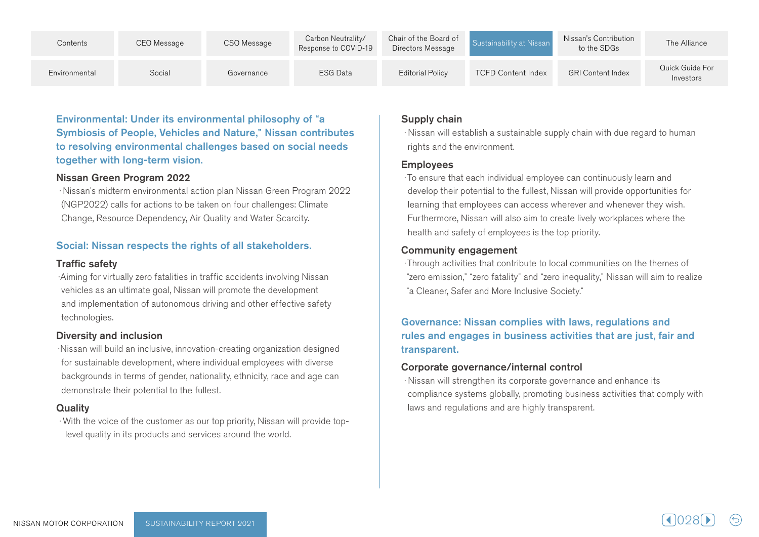## Environmental: Under its environmental philosophy of "a Symbiosis of People, Vehicles and Nature," Nissan contributes to resolving environmental challenges based on social needs together with long-term vision.

### Nissan Green Program 2022

- Nissan's midterm environmental action plan Nissan Green Program 2022 (NGP2022) calls for actions to be taken on four challenges: Climate Change, Resource Dependency, Air Quality and Water Scarcity.

## Social: Nissan respects the rights of all stakeholders.

### Traffic safety

- Aiming for virtually zero fatalities in traffic accidents involving Nissan vehicles as an ultimate goal, Nissan will promote the development and implementation of autonomous driving and other effective safety technologies.

### Diversity and inclusion

- Nissan will build an inclusive, innovation-creating organization designed for sustainable development, where individual employees with diverse backgrounds in terms of gender, nationality, ethnicity, race and age can demonstrate their potential to the fullest.

### Quality

- With the voice of the customer as our top priority, Nissan will provide top-level quality in its products and services around the world.

### Supply chain

- Nissan will establish a sustainable supply chain with due regard to human rights and the environment.

### Employees

- To ensure that each individual employee can continuously learn and develop their potential to the fullest, Nissan will provide opportunities for learning that employees can access wherever and whenever they wish. Furthermore, Nissan will also aim to create lively workplaces where the health and safety of employees is the top priority.

### Community engagement

- Through activities that contribute to local communities on the themes of "zero emission," "zero fatality" and "zero inequality," Nissan will aim to realize "a Cleaner, Safer and More Inclusive Society."

## Governance: Nissan complies with laws, regulations and rules and engages in business activities that are just, fair and transparent.

### Corporate governance/internal control

- Nissan will strengthen its corporate governance and enhance its compliance systems globally, promoting business activities that comply with laws and regulations and are highly transparent.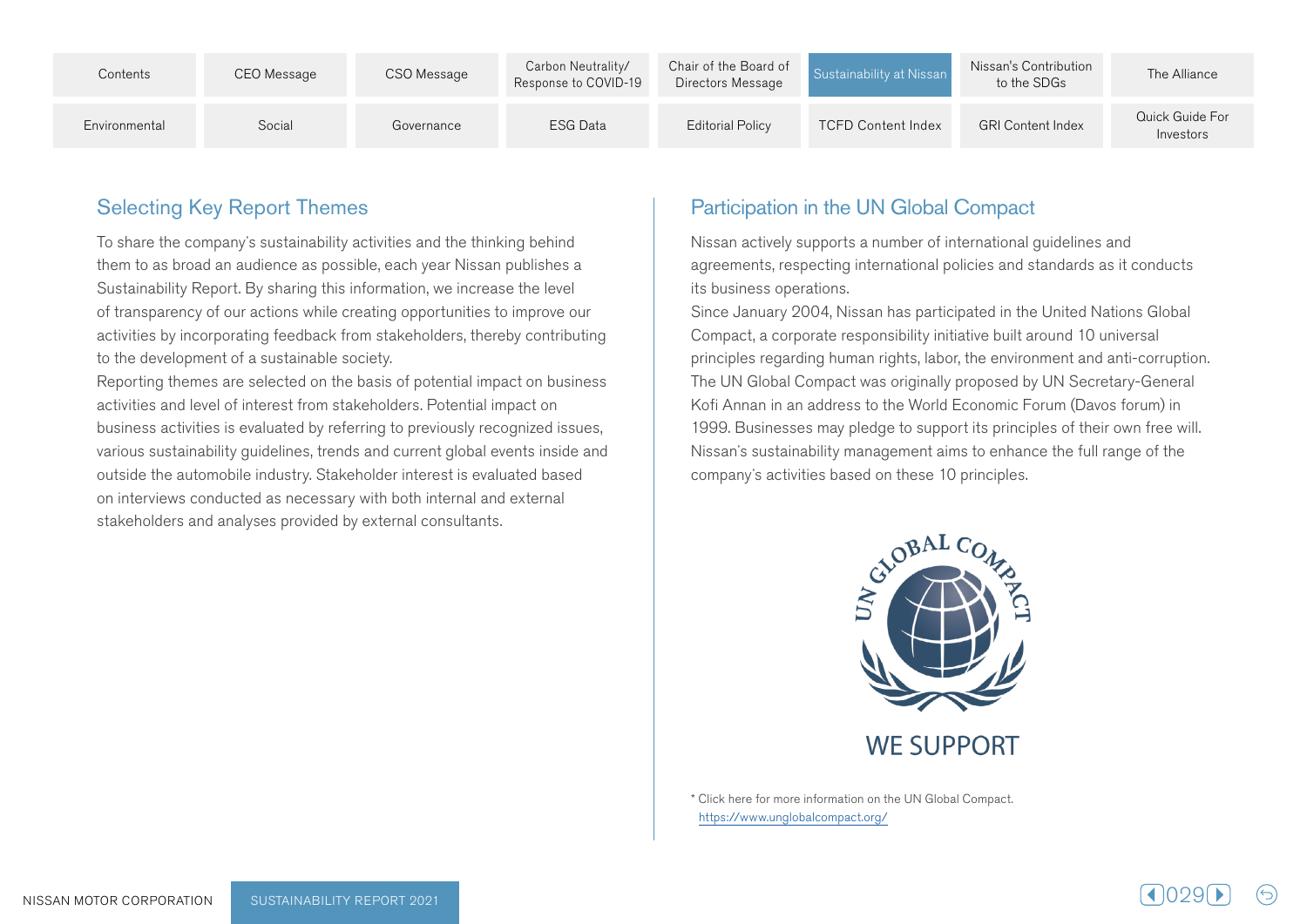## Selecting Key Report Themes

To share the company's sustainability activities and the thinking behind them to as broad an audience as possible, each year Nissan publishes a Sustainability Report. By sharing this information, we increase the level of transparency of our actions while creating opportunities to improve our activities by incorporating feedback from stakeholders, thereby contributing to the development of a sustainable society.

Reporting themes are selected on the basis of potential impact on business activities and level of interest from stakeholders. Potential impact on business activities is evaluated by referring to previously recognized issues, various sustainability guidelines, trends and current global events inside and outside the automobile industry. Stakeholder interest is evaluated based on interviews conducted as necessary with both internal and external stakeholders and analyses provided by external consultants.

## Participation in the UN Global Compact

Nissan actively supports a number of international guidelines and agreements, respecting international policies and standards as it conducts its business operations.

Since January 2004, Nissan has participated in the United Nations Global Compact, a corporate responsibility initiative built around 10 universal principles regarding human rights, labor, the environment and anti-corruption. The UN Global Compact was originally proposed by UN Secretary-General Kofi Annan in an address to the World Economic Forum (Davos forum) in 1999. Businesses may pledge to support its principles of their own free will. Nissan's sustainability management aims to enhance the full range of the company's activities based on these 10 principles.

UN GLOBAL COMPACT

WE SUPPORT

* Click here for more information on the UN Global Compact.
https://www.unglobalcompact.org/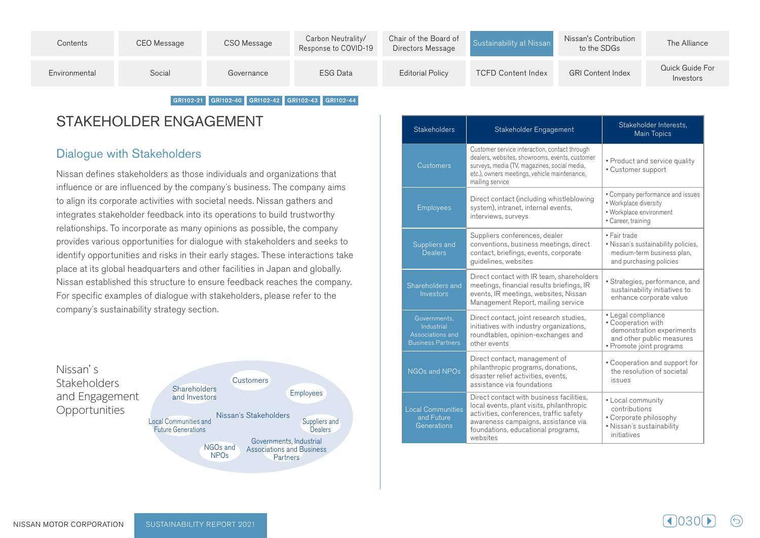GRI102-21 GRI102-40 GRI102-42 GRI102-43 GRI102-44

# STAKEHOLDER ENGAGEMENT

## Dialogue with Stakeholders

Nissan defines stakeholders as those individuals and organizations that influence or are influenced by the company's business. The company aims to align its corporate activities with societal needs. Nissan gathers and integrates stakeholder feedback into its operations to build trustworthy relationships. To incorporate as many opinions as possible, the company provides various opportunities for dialogue with stakeholders and seeks to identify opportunities and risks in their early stages. These interactions take place at its global headquarters and other facilities in Japan and globally. Nissan established this structure to ensure feedback reaches the company. For specific examples of dialogue with stakeholders, please refer to the company's sustainability strategy section.

### Nissan's Stakeholders and Engagement Opportunities

Nissan's Stakeholders: Customers, Employees, Suppliers and Dealers, Governments, Industrial Associations and Business Partners, NGOs and NPOs, Local Communities and Future Generations, Shareholders and Investors

| Stakeholders | Stakeholder Engagement | Stakeholder Interests, Main Topics |
|---|---|---|
| Customers | Customer service interaction, contact through dealers, websites, showrooms, events, customer surveys, media (TV, magazines, social media, etc.), owners meetings, vehicle maintenance, mailing service | • Product and service quality<br>• Customer support |
| Employees | Direct contact (including whistleblowing system), intranet, internal events, interviews, surveys | • Company performance and issues<br>• Workplace diversity<br>• Workplace environment<br>• Career, training |
| Suppliers and Dealers | Suppliers conferences, dealer conventions, business meetings, direct contact, briefings, events, corporate guidelines, websites | • Fair trade<br>• Nissan's sustainability policies, medium-term business plan, and purchasing policies |
| Shareholders and Investors | Direct contact with IR team, shareholders meetings, financial results briefings, IR events, IR meetings, websites, Nissan Management Report, mailing service | • Strategies, performance, and sustainability initiatives to enhance corporate value |
| Governments, Industrial Associations and Business Partners | Direct contact, joint research studies, initiatives with industry organizations, roundtables, opinion-exchanges and other events | • Legal compliance<br>• Cooperation with demonstration experiments and other public measures<br>• Promote joint programs |
| NGOs and NPOs | Direct contact, management of philanthropic programs, donations, disaster relief activities, events, assistance via foundations | • Cooperation and support for the resolution of societal issues |
| Local Communities and Future Generations | Direct contact with business facilities, local events, plant visits, philanthropic activities, conferences, traffic safety awareness campaigns, assistance via foundations, educational programs, websites | • Local community contributions<br>• Corporate philosophy<br>• Nissan's sustainability initiatives |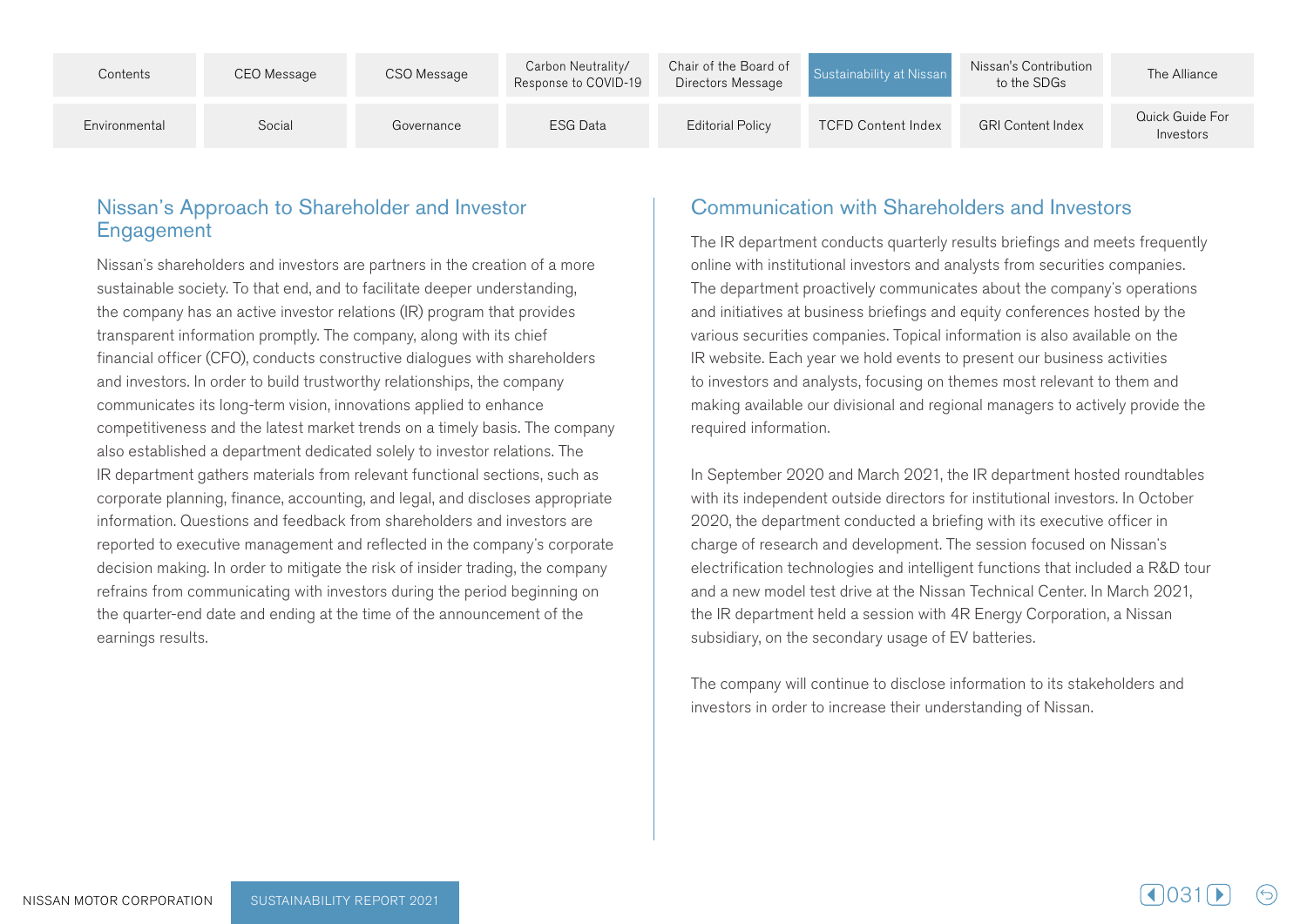## Nissan's Approach to Shareholder and Investor Engagement

Nissan's shareholders and investors are partners in the creation of a more sustainable society. To that end, and to facilitate deeper understanding, the company has an active investor relations (IR) program that provides transparent information promptly. The company, along with its chief financial officer (CFO), conducts constructive dialogues with shareholders and investors. In order to build trustworthy relationships, the company communicates its long-term vision, innovations applied to enhance competitiveness and the latest market trends on a timely basis. The company also established a department dedicated solely to investor relations. The IR department gathers materials from relevant functional sections, such as corporate planning, finance, accounting, and legal, and discloses appropriate information. Questions and feedback from shareholders and investors are reported to executive management and reflected in the company's corporate decision making. In order to mitigate the risk of insider trading, the company refrains from communicating with investors during the period beginning on the quarter-end date and ending at the time of the announcement of the earnings results.

## Communication with Shareholders and Investors

The IR department conducts quarterly results briefings and meets frequently online with institutional investors and analysts from securities companies. The department proactively communicates about the company's operations and initiatives at business briefings and equity conferences hosted by the various securities companies. Topical information is also available on the IR website. Each year we hold events to present our business activities to investors and analysts, focusing on themes most relevant to them and making available our divisional and regional managers to actively provide the required information.

In September 2020 and March 2021, the IR department hosted roundtables with its independent outside directors for institutional investors. In October 2020, the department conducted a briefing with its executive officer in charge of research and development. The session focused on Nissan's electrification technologies and intelligent functions that included a R&D tour and a new model test drive at the Nissan Technical Center. In March 2021, the IR department held a session with 4R Energy Corporation, a Nissan subsidiary, on the secondary usage of EV batteries.

The company will continue to disclose information to its stakeholders and investors in order to increase their understanding of Nissan.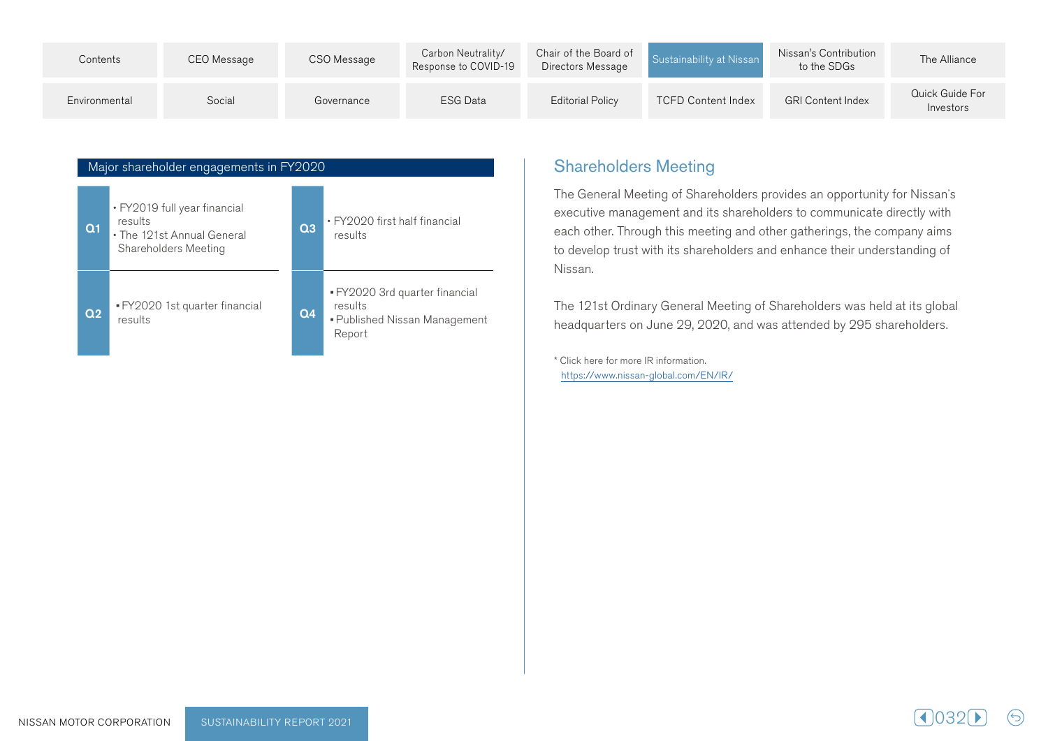**Major shareholder engagements in FY2020**

| Quarter | Engagements | Quarter | Engagements |
|---|---|---|---|
| Q1 | • FY2019 full year financial results<br>• The 121st Annual General Shareholders Meeting | Q3 | • FY2020 first half financial results |
| Q2 | • FY2020 1st quarter financial results | Q4 | • FY2020 3rd quarter financial results<br>• Published Nissan Management Report |

## Shareholders Meeting

The General Meeting of Shareholders provides an opportunity for Nissan's executive management and its shareholders to communicate directly with each other. Through this meeting and other gatherings, the company aims to develop trust with its shareholders and enhance their understanding of Nissan.

The 121st Ordinary General Meeting of Shareholders was held at its global headquarters on June 29, 2020, and was attended by 295 shareholders.

* Click here for more IR information.
https://www.nissan-global.com/EN/IR/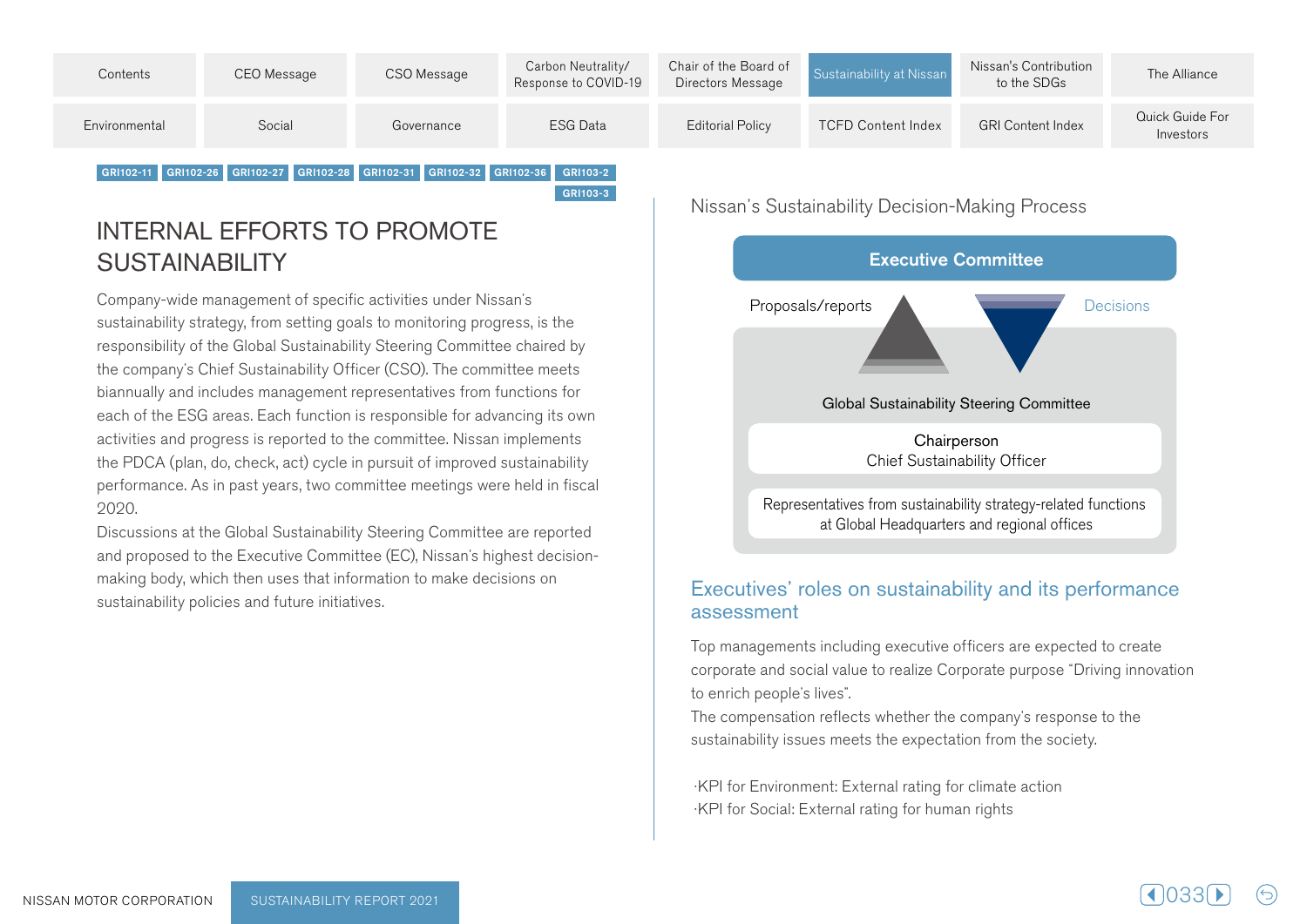GRI102-11 GRI102-26 GRI102-27 GRI102-28 GRI102-31 GRI102-32 GRI102-36 GRI103-2 GRI103-3

## INTERNAL EFFORTS TO PROMOTE SUSTAINABILITY

Company-wide management of specific activities under Nissan's sustainability strategy, from setting goals to monitoring progress, is the responsibility of the Global Sustainability Steering Committee chaired by the company's Chief Sustainability Officer (CSO). The committee meets biannually and includes management representatives from functions for each of the ESG areas. Each function is responsible for advancing its own activities and progress is reported to the committee. Nissan implements the PDCA (plan, do, check, act) cycle in pursuit of improved sustainability performance. As in past years, two committee meetings were held in fiscal 2020.

Discussions at the Global Sustainability Steering Committee are reported and proposed to the Executive Committee (EC), Nissan's highest decision-making body, which then uses that information to make decisions on sustainability policies and future initiatives.

Nissan's Sustainability Decision-Making Process

**Executive Committee**

Proposals/reports

Decisions

Global Sustainability Steering Committee

Chairperson
Chief Sustainability Officer

Representatives from sustainability strategy-related functions at Global Headquarters and regional offices

### Executives' roles on sustainability and its performance assessment

Top managements including executive officers are expected to create corporate and social value to realize Corporate purpose "Driving innovation to enrich people's lives".

The compensation reflects whether the company's response to the sustainability issues meets the expectation from the society.

·KPI for Environment: External rating for climate action
·KPI for Social: External rating for human rights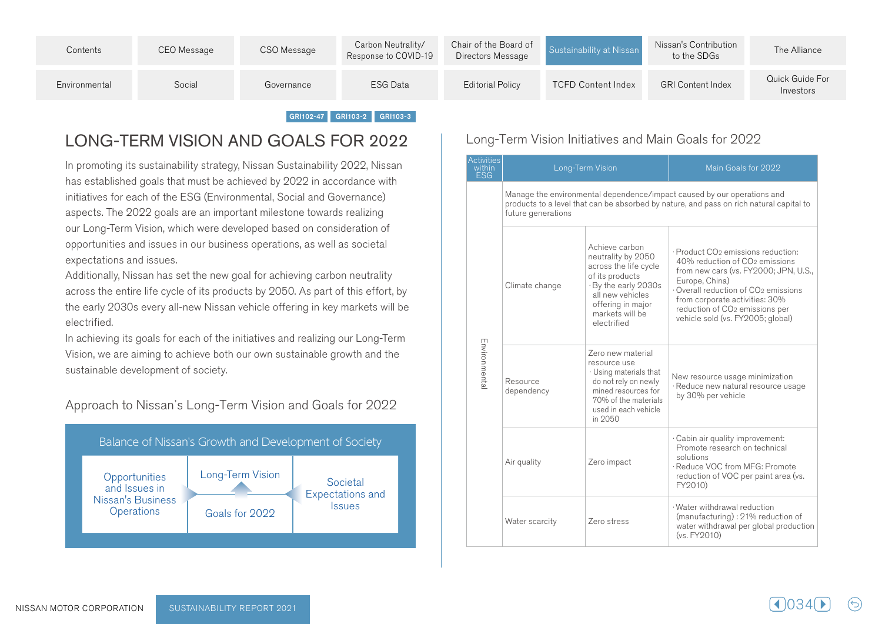GRI102-47 GRI103-2 GRI103-3

# LONG-TERM VISION AND GOALS FOR 2022

In promoting its sustainability strategy, Nissan Sustainability 2022, Nissan has established goals that must be achieved by 2022 in accordance with initiatives for each of the ESG (Environmental, Social and Governance) aspects. The 2022 goals are an important milestone towards realizing our Long-Term Vision, which were developed based on consideration of opportunities and issues in our business operations, as well as societal expectations and issues.
Additionally, Nissan has set the new goal for achieving carbon neutrality across the entire life cycle of its products by 2050. As part of this effort, by the early 2030s every all-new Nissan vehicle offering in key markets will be electrified.
In achieving its goals for each of the initiatives and realizing our Long-Term Vision, we are aiming to achieve both our own sustainable growth and the sustainable development of society.

## Approach to Nissan's Long-Term Vision and Goals for 2022

Balance of Nissan's Growth and Development of Society

| Opportunities and Issues in Nissan's Business Operations | Long-Term Vision / Goals for 2022 | Societal Expectations and Issues |
|---|---|---|

## Long-Term Vision Initiatives and Main Goals for 2022

| Activities within ESG | | Long-Term Vision | Main Goals for 2022 |
|---|---|---|---|
| Environmental | Manage the environmental dependence/impact caused by our operations and products to a level that can be absorbed by nature, and pass on rich natural capital to future generations | | |
| | Climate change | Achieve carbon neutrality by 2050 across the life cycle of its products<br>· By the early 2030s all new vehicles offering in major markets will be electrified | · Product $CO_2$ emissions reduction: 40% reduction of $CO_2$ emissions from new cars (vs. FY2000; JPN, U.S., Europe, China)<br>· Overall reduction of $CO_2$ emissions from corporate activities: 30% reduction of $CO_2$ emissions per vehicle sold (vs. FY2005; global) |
| | Resource dependency | Zero new material resource use<br>· Using materials that do not rely on newly mined resources for 70% of the materials used in each vehicle in 2050 | New resource usage minimization<br>· Reduce new natural resource usage by 30% per vehicle |
| | Air quality | Zero impact | · Cabin air quality improvement: Promote research on technical solutions<br>· Reduce VOC from MFG: Promote reduction of VOC per paint area (vs. FY2010) |
| | Water scarcity | Zero stress | · Water withdrawal reduction (manufacturing) : 21% reduction of water withdrawal per global production (vs. FY2010) |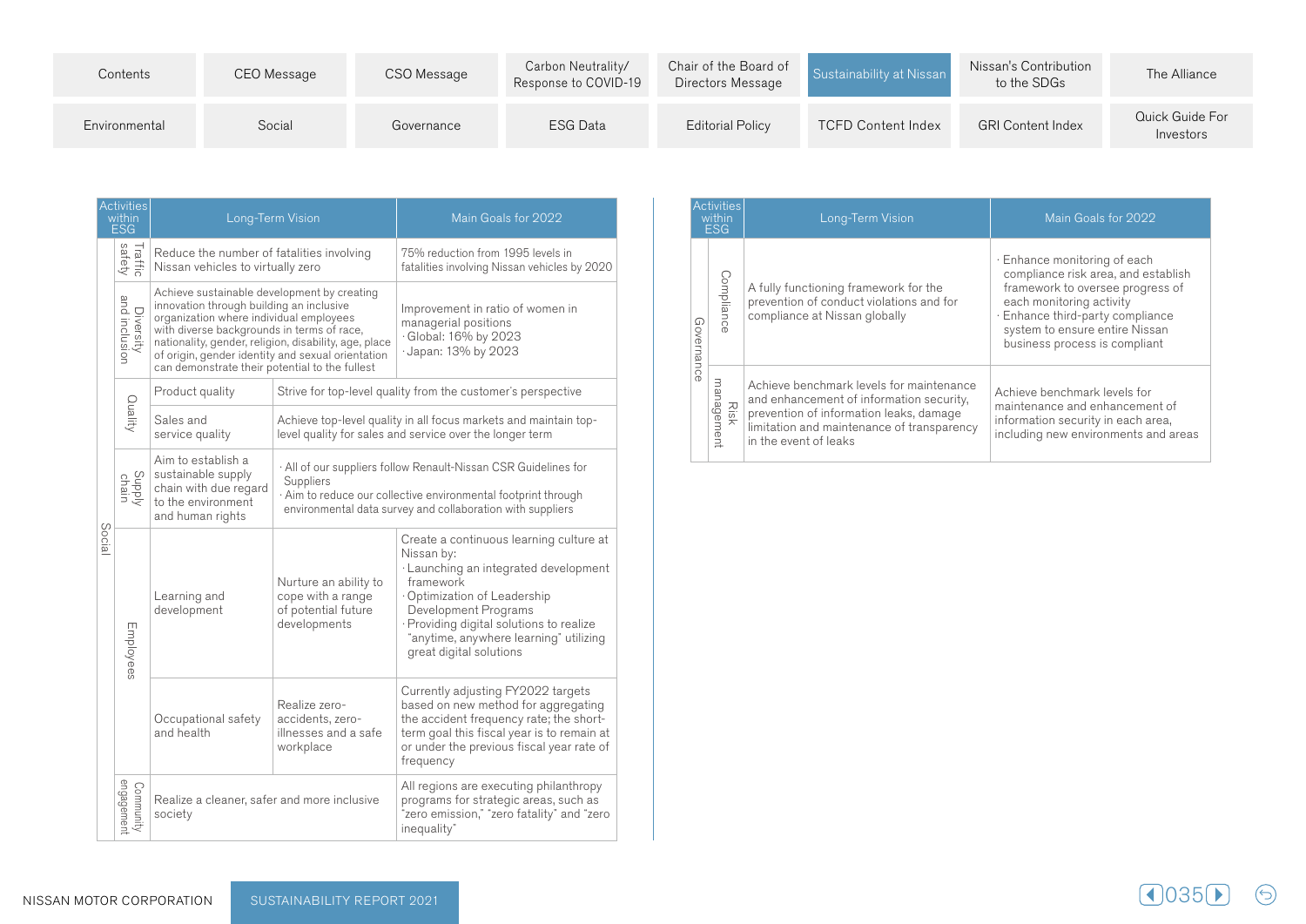| Activities within ESG | | Long-Term Vision | | Main Goals for 2022 |
|---|---|---|---|---|
| Social | Traffic safety | Reduce the number of fatalities involving Nissan vehicles to virtually zero | | 75% reduction from 1995 levels in fatalities involving Nissan vehicles by 2020 |
| | Diversity and inclusion | Achieve sustainable development by creating innovation through building an inclusive organization where individual employees with diverse backgrounds in terms of race, nationality, gender, religion, disability, age, place of origin, gender identity and sexual orientation can demonstrate their potential to the fullest | | Improvement in ratio of women in managerial positions<br>· Global: 16% by 2023<br>· Japan: 13% by 2023 |
| | Quality | Product quality | Strive for top-level quality from the customer's perspective | |
| | | Sales and service quality | Achieve top-level quality in all focus markets and maintain top-level quality for sales and service over the longer term | |
| | Supply chain | Aim to establish a sustainable supply chain with due regard to the environment and human rights | · All of our suppliers follow Renault-Nissan CSR Guidelines for Suppliers<br>· Aim to reduce our collective environmental footprint through environmental data survey and collaboration with suppliers | |
| | Employees | Learning and development | Nurture an ability to cope with a range of potential future developments | Create a continuous learning culture at Nissan by:<br>· Launching an integrated development framework<br>· Optimization of Leadership Development Programs<br>· Providing digital solutions to realize "anytime, anywhere learning" utilizing great digital solutions |
| | | Occupational safety and health | Realize zero-accidents, zero-illnesses and a safe workplace | Currently adjusting FY2022 targets based on new method for aggregating the accident frequency rate; the short-term goal this fiscal year is to remain at or under the previous fiscal year rate of frequency |
| | Community engagement | Realize a cleaner, safer and more inclusive society | | All regions are executing philanthropy programs for strategic areas, such as "zero emission," "zero fatality" and "zero inequality" |

| Activities within ESG | | Long-Term Vision | Main Goals for 2022 |
|---|---|---|---|
| Governance | Compliance | A fully functioning framework for the prevention of conduct violations and for compliance at Nissan globally | · Enhance monitoring of each compliance risk area, and establish framework to oversee progress of each monitoring activity<br>· Enhance third-party compliance system to ensure entire Nissan business process is compliant |
| | Risk management | Achieve benchmark levels for maintenance and enhancement of information security, prevention of information leaks, damage limitation and maintenance of transparency in the event of leaks | Achieve benchmark levels for maintenance and enhancement of information security in each area, including new environments and areas |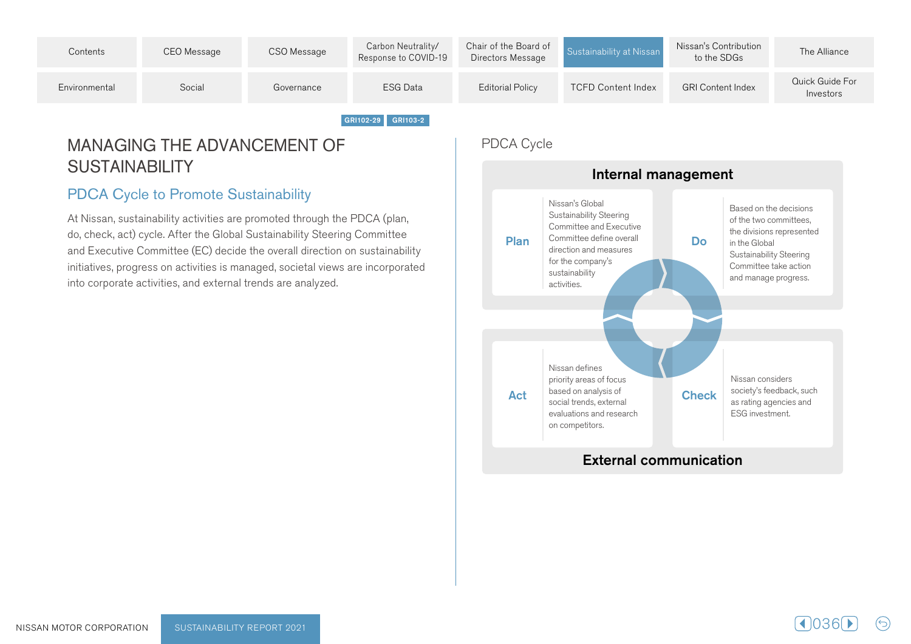GRI102-29 GRI103-2

# MANAGING THE ADVANCEMENT OF SUSTAINABILITY

## PDCA Cycle to Promote Sustainability

At Nissan, sustainability activities are promoted through the PDCA (plan, do, check, act) cycle. After the Global Sustainability Steering Committee and Executive Committee (EC) decide the overall direction on sustainability initiatives, progress on activities is managed, societal views are incorporated into corporate activities, and external trends are analyzed.

### PDCA Cycle

**Internal management**

**Plan**
Nissan's Global Sustainability Steering Committee and Executive Committee define overall direction and measures for the company's sustainability activities.

**Do**
Based on the decisions of the two committees, the divisions represented in the Global Sustainability Steering Committee take action and manage progress.

**Act**
Nissan defines priority areas of focus based on analysis of social trends, external evaluations and research on competitors.

**Check**
Nissan considers society's feedback, such as rating agencies and ESG investment.

**External communication**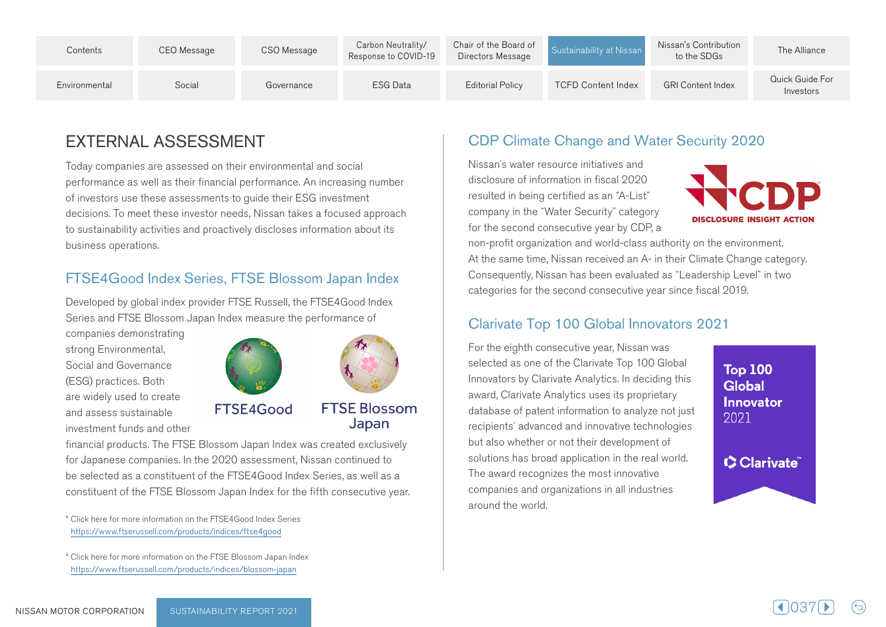# EXTERNAL ASSESSMENT

Today companies are assessed on their environmental and social performance as well as their financial performance. An increasing number of investors use these assessments to guide their ESG investment decisions. To meet these investor needs, Nissan takes a focused approach to sustainability activities and proactively discloses information about its business operations.

## FTSE4Good Index Series, FTSE Blossom Japan Index

Developed by global index provider FTSE Russell, the FTSE4Good Index Series and FTSE Blossom Japan Index measure the performance of companies demonstrating strong Environmental, Social and Governance (ESG) practices. Both are widely used to create and assess sustainable investment funds and other financial products. The FTSE Blossom Japan Index was created exclusively for Japanese companies. In the 2020 assessment, Nissan continued to be selected as a constituent of the FTSE4Good Index Series, as well as a constituent of the FTSE Blossom Japan Index for the fifth consecutive year.

FTSE4Good

FTSE Blossom Japan

* Click here for more information on the FTSE4Good Index Series
https://www.ftserussell.com/products/indices/ftse4good

* Click here for more information on the FTSE Blossom Japan Index
https://www.ftserussell.com/products/indices/blossom-japan

## CDP Climate Change and Water Security 2020

Nissan's water resource initiatives and disclosure of information in fiscal 2020 resulted in being certified as an "A-List" company in the "Water Security" category for the second consecutive year by CDP, a non-profit organization and world-class authority on the environment. At the same time, Nissan received an A- in their Climate Change category. Consequently, Nissan has been evaluated as "Leadership Level" in two categories for the second consecutive year since fiscal 2019.

CDP DISCLOSURE INSIGHT ACTION

## Clarivate Top 100 Global Innovators 2021

For the eighth consecutive year, Nissan was selected as one of the Clarivate Top 100 Global Innovators by Clarivate Analytics. In deciding this award, Clarivate Analytics uses its proprietary database of patent information to analyze not just recipients' advanced and innovative technologies but also whether or not their development of solutions has broad application in the real world. The award recognizes the most innovative companies and organizations in all industries around the world.

Top 100 Global Innovator 2021

Clarivate™